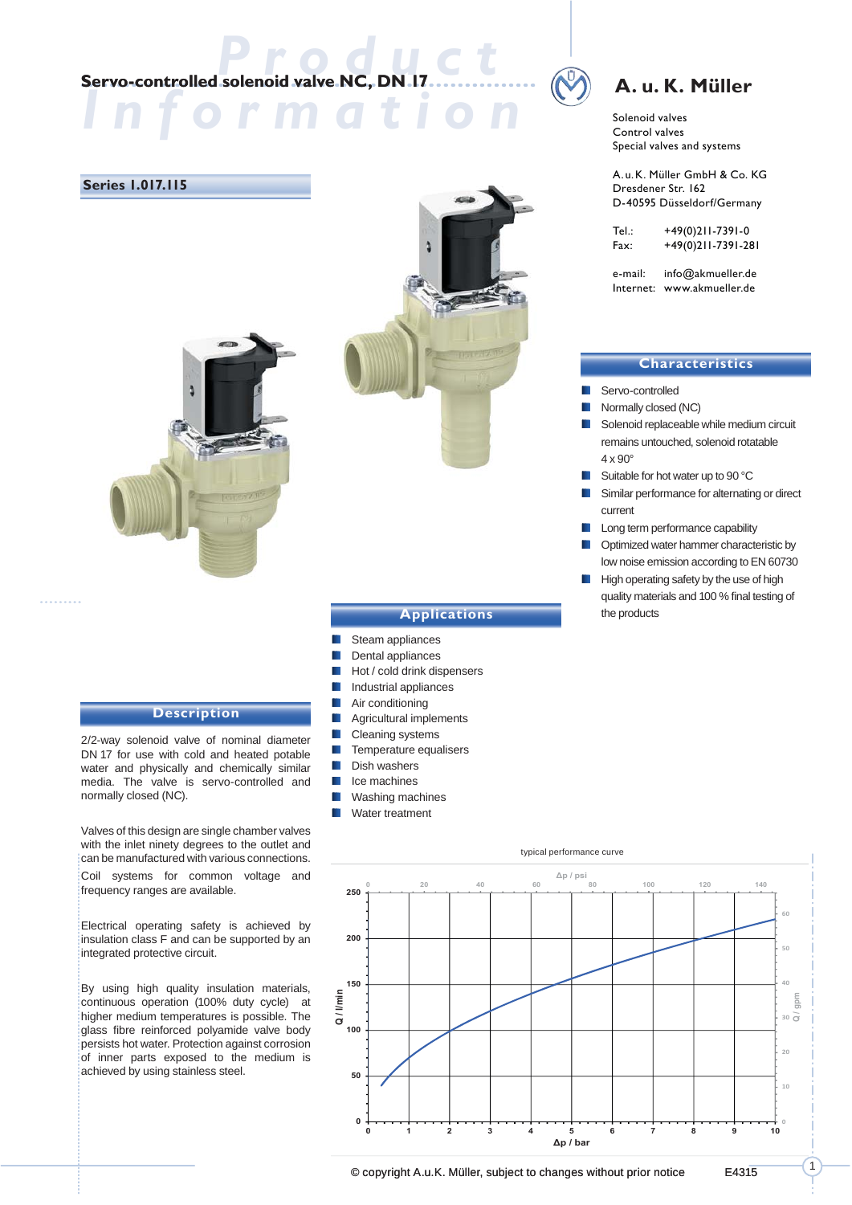# Product Information

## Servo-controlled solenoid valve NC, DN 17

**A. u. K. Müller**

Solenoid valves
Control valves
Special valves and systems

A. u. K. Müller GmbH & Co. KG
Dresdener Str. 162
D-40595 Düsseldorf/Germany

Tel.: +49(0)211-7391-0
Fax: +49(0)211-7391-281

e-mail: info@akmueller.de
Internet: www.akmueller.de

### Series 1.017.115

### Characteristics

- Servo-controlled
- Normally closed (NC)
- Solenoid replaceable while medium circuit remains untouched, solenoid rotatable 4 x 90°
- Suitable for hot water up to 90 °C
- Similar performance for alternating or direct current
- Long term performance capability
- Optimized water hammer characteristic by low noise emission according to EN 60730
- High operating safety by the use of high quality materials and 100 % final testing of the products

### Applications

- Steam appliances
- Dental appliances
- Hot / cold drink dispensers
- Industrial appliances
- Air conditioning
- Agricultural implements
- Cleaning systems
- Temperature equalisers
- Dish washers
- Ice machines
- Washing machines
- Water treatment

### Description

2/2-way solenoid valve of nominal diameter DN 17 for use with cold and heated potable water and physically and chemically similar media. The valve is servo-controlled and normally closed (NC).

Valves of this design are single chamber valves with the inlet ninety degrees to the outlet and can be manufactured with various connections.

Coil systems for common voltage and frequency ranges are available.

Electrical operating safety is achieved by insulation class F and can be supported by an integrated protective circuit.

By using high quality insulation materials, continuous operation (100% duty cycle) at higher medium temperatures is possible. The glass fibre reinforced polyamide valve body persists hot water. Protection against corrosion of inner parts exposed to the medium is achieved by using stainless steel.

typical performance curve

(Chart: Q / l/min (0–250) and Q / gpm (0–60) versus Δp / bar (0–10) and Δp / psi (0–140))

© copyright A.u.K. Müller, subject to changes without prior notice E4315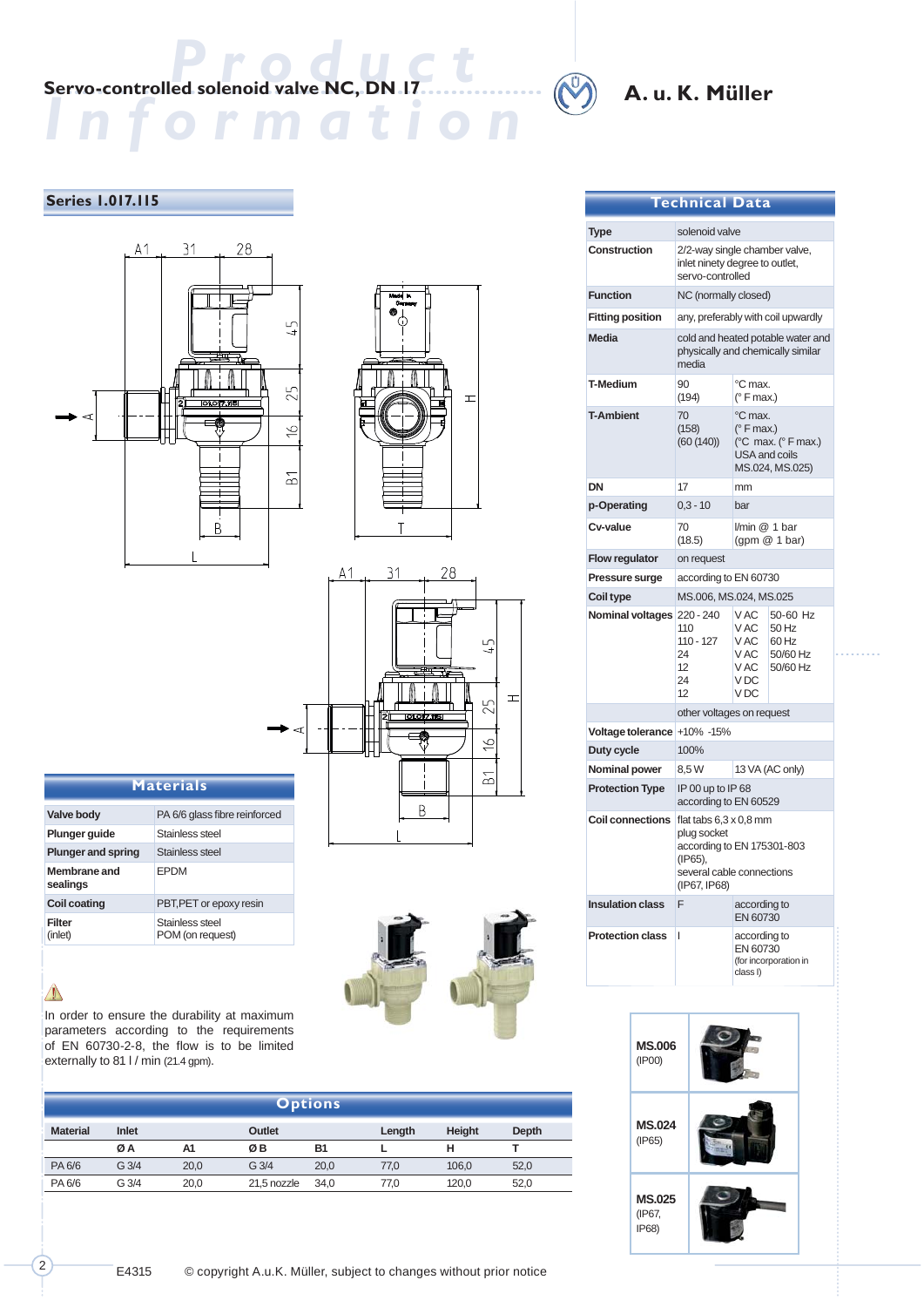# Servo-controlled solenoid valve NC, DN 17

**A. u. K. Müller**

## Series 1.017.115

A1 31 28
45
25
16
B1
A
B
L
H
T

## Materials

| | |
|---|---|
| **Valve body** | PA 6/6 glass fibre reinforced |
| **Plunger guide** | Stainless steel |
| **Plunger and spring** | Stainless steel |
| **Membrane and sealings** | EPDM |
| **Coil coating** | PBT,PET or epoxy resin |
| **Filter** (inlet) | Stainless steel<br>POM (on request) |

In order to ensure the durability at maximum parameters according to the requirements of EN 60730-2-8, the flow is to be limited externally to 81 l / min (21.4 gpm).

## Technical Data

| | | |
|---|---|---|
| **Type** | solenoid valve | |
| **Construction** | 2/2-way single chamber valve, inlet ninety degree to outlet, servo-controlled | |
| **Function** | NC (normally closed) | |
| **Fitting position** | any, preferably with coil upwardly | |
| **Media** | cold and heated potable water and physically and chemically similar media | |
| **T-Medium** | 90<br>(194) | °C max.<br>(° F max.) |
| **T-Ambient** | 70<br>(158)<br>(60 (140)) | °C max.<br>(° F max.)<br>(°C max. (° F max.) USA and coils MS.024, MS.025) |
| **DN** | 17 | mm |
| **p-Operating** | 0,3 - 10 | bar |
| **Cv-value** | 70<br>(18.5) | l/min @ 1 bar<br>(gpm @ 1 bar) |
| **Flow regulator** | on request | |
| **Pressure surge** | according to EN 60730 | |
| **Coil type** | MS.006, MS.024, MS.025 | |
| **Nominal voltages** | 220 - 240 V AC 50-60 Hz<br>110 V AC 50 Hz<br>110 - 127 V AC 60 Hz<br>24 V AC 50/60 Hz<br>12 V AC 50/60 Hz<br>24 V DC<br>12 V DC<br>other voltages on request | |
| **Voltage tolerance** | +10% -15% | |
| **Duty cycle** | 100% | |
| **Nominal power** | 8,5 W | 13 VA (AC only) |
| **Protection Type** | IP 00 up to IP 68 according to EN 60529 | |
| **Coil connections** | flat tabs 6,3 x 0,8 mm<br>plug socket according to EN 175301-803 (IP65),<br>several cable connections (IP67, IP68) | |
| **Insulation class** | F | according to EN 60730 |
| **Protection class** | I | according to EN 60730 (for incorporation in class I) |

| | |
|---|---|
| **MS.006** (IP00) | |
| **MS.024** (IP65) | |
| **MS.025** (IP67, IP68) | |

## Options

| Material | Inlet | | Outlet | | Length | Height | Depth |
|---|---|---|---|---|---|---|---|
| | Ø A | A1 | Ø B | B1 | L | H | T |
| PA 6/6 | G 3/4 | 20,0 | G 3/4 | 20,0 | 77,0 | 106,0 | 52,0 |
| PA 6/6 | G 3/4 | 20,0 | 21,5 nozzle | 34,0 | 77,0 | 120,0 | 52,0 |

E4315 © copyright A.u.K. Müller, subject to changes without prior notice